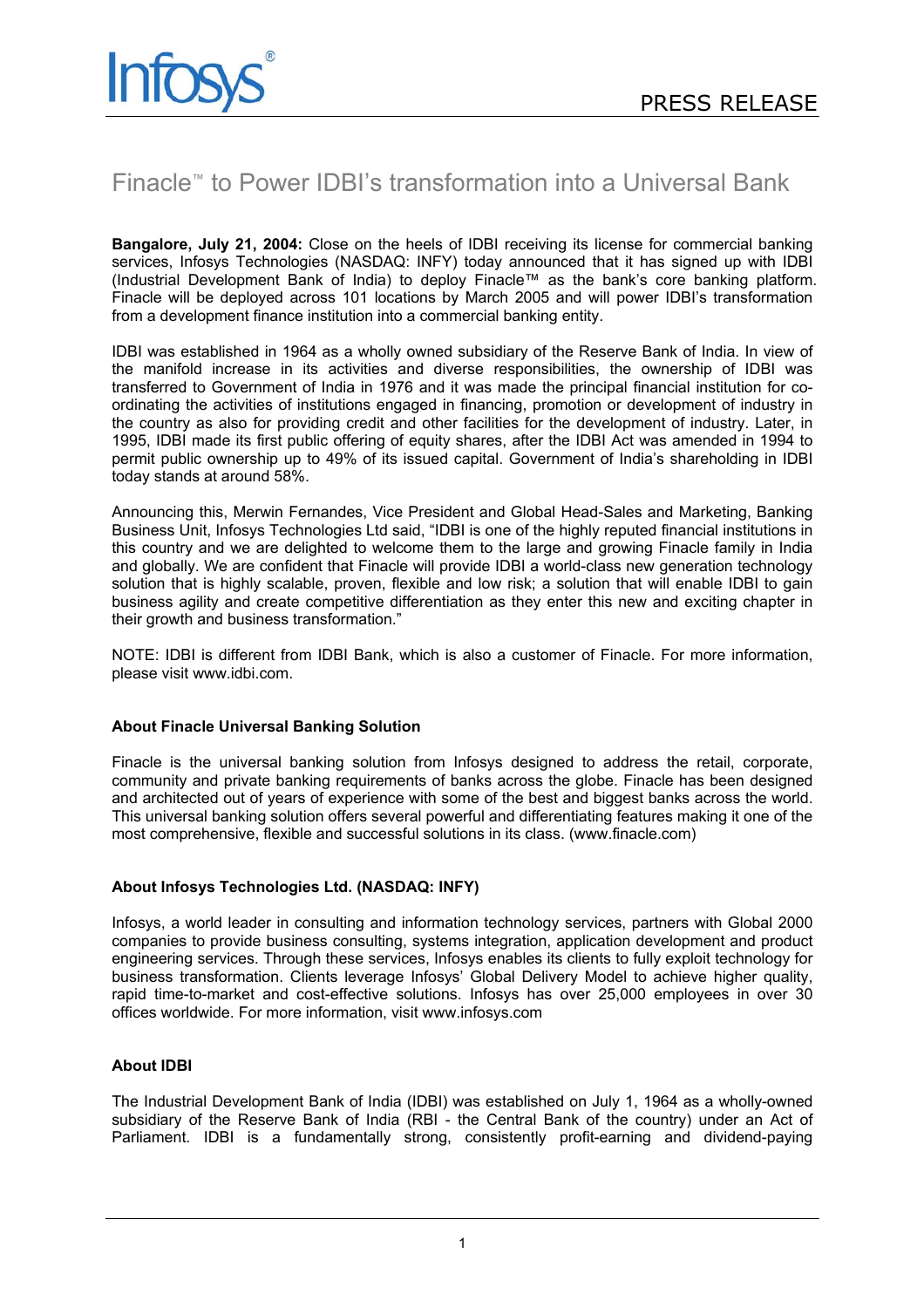PRESS RELEASE

# Finacle™ to Power IDBI's transformation into a Universal Bank

**Bangalore, July 21, 2004:** Close on the heels of IDBI receiving its license for commercial banking services, Infosys Technologies (NASDAQ: INFY) today announced that it has signed up with IDBI (Industrial Development Bank of India) to deploy Finacle™ as the bank's core banking platform. Finacle will be deployed across 101 locations by March 2005 and will power IDBI's transformation from a development finance institution into a commercial banking entity.

IDBI was established in 1964 as a wholly owned subsidiary of the Reserve Bank of India. In view of the manifold increase in its activities and diverse responsibilities, the ownership of IDBI was transferred to Government of India in 1976 and it was made the principal financial institution for co-ordinating the activities of institutions engaged in financing, promotion or development of industry in the country as also for providing credit and other facilities for the development of industry. Later, in 1995, IDBI made its first public offering of equity shares, after the IDBI Act was amended in 1994 to permit public ownership up to 49% of its issued capital. Government of India's shareholding in IDBI today stands at around 58%.

Announcing this, Merwin Fernandes, Vice President and Global Head-Sales and Marketing, Banking Business Unit, Infosys Technologies Ltd said, "IDBI is one of the highly reputed financial institutions in this country and we are delighted to welcome them to the large and growing Finacle family in India and globally. We are confident that Finacle will provide IDBI a world-class new generation technology solution that is highly scalable, proven, flexible and low risk; a solution that will enable IDBI to gain business agility and create competitive differentiation as they enter this new and exciting chapter in their growth and business transformation."

NOTE: IDBI is different from IDBI Bank, which is also a customer of Finacle. For more information, please visit www.idbi.com.

### About Finacle Universal Banking Solution

Finacle is the universal banking solution from Infosys designed to address the retail, corporate, community and private banking requirements of banks across the globe. Finacle has been designed and architected out of years of experience with some of the best and biggest banks across the world. This universal banking solution offers several powerful and differentiating features making it one of the most comprehensive, flexible and successful solutions in its class. (www.finacle.com)

### About Infosys Technologies Ltd. (NASDAQ: INFY)

Infosys, a world leader in consulting and information technology services, partners with Global 2000 companies to provide business consulting, systems integration, application development and product engineering services. Through these services, Infosys enables its clients to fully exploit technology for business transformation. Clients leverage Infosys' Global Delivery Model to achieve higher quality, rapid time-to-market and cost-effective solutions. Infosys has over 25,000 employees in over 30 offices worldwide. For more information, visit www.infosys.com

### About IDBI

The Industrial Development Bank of India (IDBI) was established on July 1, 1964 as a wholly-owned subsidiary of the Reserve Bank of India (RBI - the Central Bank of the country) under an Act of Parliament. IDBI is a fundamentally strong, consistently profit-earning and dividend-paying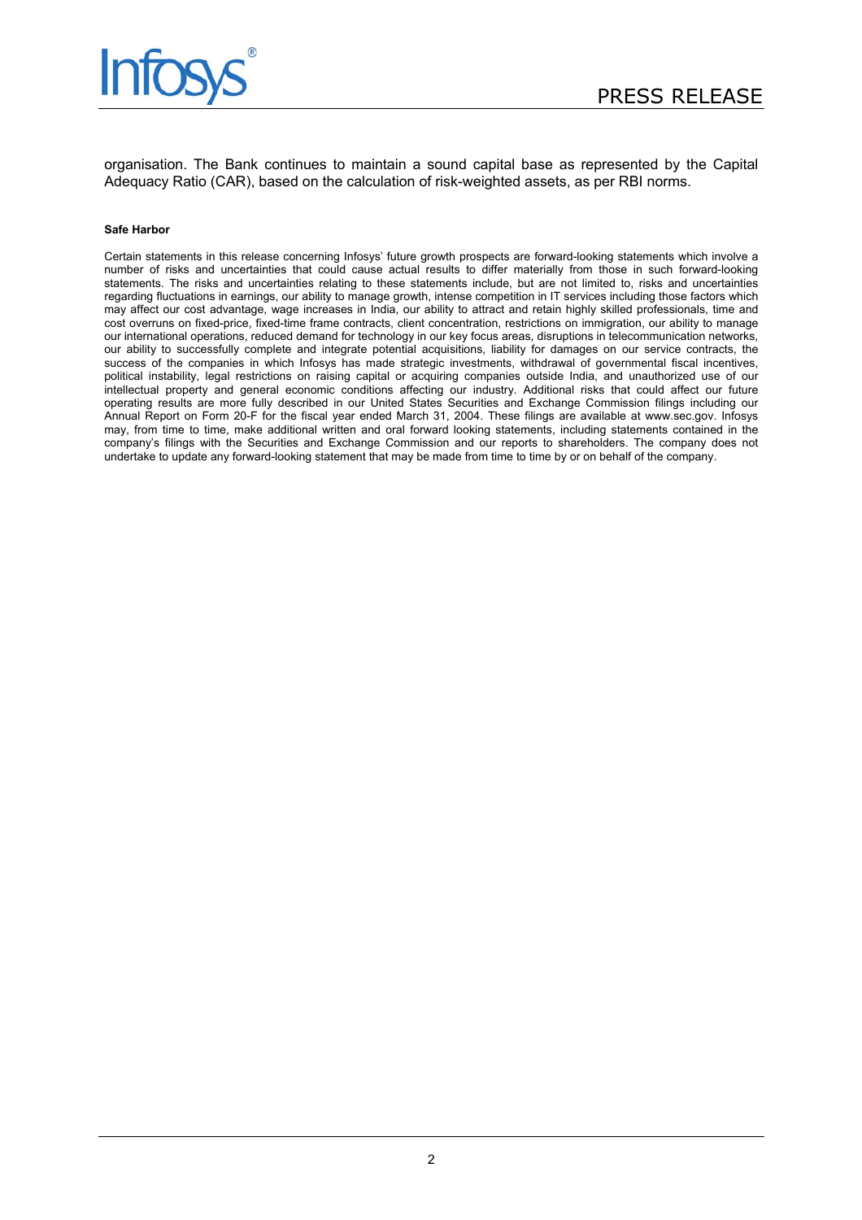organisation. The Bank continues to maintain a sound capital base as represented by the Capital Adequacy Ratio (CAR), based on the calculation of risk-weighted assets, as per RBI norms.

**Safe Harbor**

Certain statements in this release concerning Infosys' future growth prospects are forward-looking statements which involve a number of risks and uncertainties that could cause actual results to differ materially from those in such forward-looking statements. The risks and uncertainties relating to these statements include, but are not limited to, risks and uncertainties regarding fluctuations in earnings, our ability to manage growth, intense competition in IT services including those factors which may affect our cost advantage, wage increases in India, our ability to attract and retain highly skilled professionals, time and cost overruns on fixed-price, fixed-time frame contracts, client concentration, restrictions on immigration, our ability to manage our international operations, reduced demand for technology in our key focus areas, disruptions in telecommunication networks, our ability to successfully complete and integrate potential acquisitions, liability for damages on our service contracts, the success of the companies in which Infosys has made strategic investments, withdrawal of governmental fiscal incentives, political instability, legal restrictions on raising capital or acquiring companies outside India, and unauthorized use of our intellectual property and general economic conditions affecting our industry. Additional risks that could affect our future operating results are more fully described in our United States Securities and Exchange Commission filings including our Annual Report on Form 20-F for the fiscal year ended March 31, 2004. These filings are available at www.sec.gov. Infosys may, from time to time, make additional written and oral forward looking statements, including statements contained in the company's filings with the Securities and Exchange Commission and our reports to shareholders. The company does not undertake to update any forward-looking statement that may be made from time to time by or on behalf of the company.